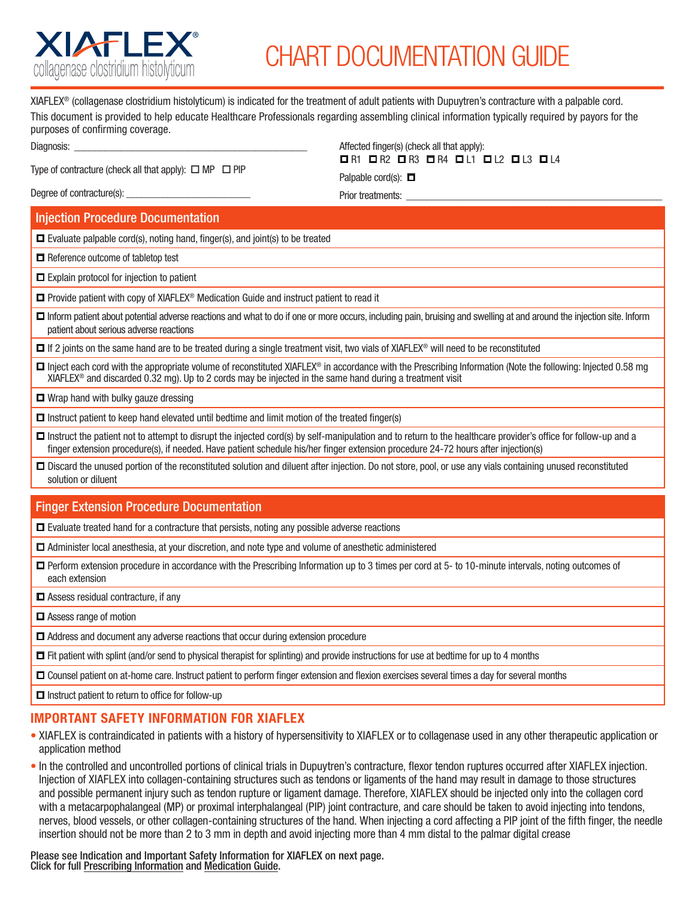# XIAFLEX®

collagenase clostridium histolyticum

# CHART DOCUMENTATION GUIDE

XIAFLEX® (collagenase clostridium histolyticum) is indicated for the treatment of adult patients with Dupuytren's contracture with a palpable cord.

This document is provided to help educate Healthcare Professionals regarding assembling clinical information typically required by payors for the purposes of confirming coverage.

Diagnosis: ____________________________________________

Type of contracture (check all that apply): ☐ MP ☐ PIP

Degree of contracture(s): ________________________

Affected finger(s) (check all that apply):
☐ R1 ☐ R2 ☐ R3 ☐ R4 ☐ L1 ☐ L2 ☐ L3 ☐ L4

Palpable cord(s): ☐

Prior treatments: ____________________________________________________

## Injection Procedure Documentation

- ☐ Evaluate palpable cord(s), noting hand, finger(s), and joint(s) to be treated
- ☐ Reference outcome of tabletop test
- ☐ Explain protocol for injection to patient
- ☐ Provide patient with copy of XIAFLEX® Medication Guide and instruct patient to read it
- ☐ Inform patient about potential adverse reactions and what to do if one or more occurs, including pain, bruising and swelling at and around the injection site. Inform patient about serious adverse reactions
- ☐ If 2 joints on the same hand are to be treated during a single treatment visit, two vials of XIAFLEX® will need to be reconstituted
- ☐ Inject each cord with the appropriate volume of reconstituted XIAFLEX® in accordance with the Prescribing Information (Note the following: Injected 0.58 mg XIAFLEX® and discarded 0.32 mg). Up to 2 cords may be injected in the same hand during a treatment visit
- ☐ Wrap hand with bulky gauze dressing
- ☐ Instruct patient to keep hand elevated until bedtime and limit motion of the treated finger(s)
- ☐ Instruct the patient not to attempt to disrupt the injected cord(s) by self-manipulation and to return to the healthcare provider's office for follow-up and a finger extension procedure(s), if needed. Have patient schedule his/her finger extension procedure 24-72 hours after injection(s)
- ☐ Discard the unused portion of the reconstituted solution and diluent after injection. Do not store, pool, or use any vials containing unused reconstituted solution or diluent

## Finger Extension Procedure Documentation

- ☐ Evaluate treated hand for a contracture that persists, noting any possible adverse reactions
- ☐ Administer local anesthesia, at your discretion, and note type and volume of anesthetic administered
- ☐ Perform extension procedure in accordance with the Prescribing Information up to 3 times per cord at 5- to 10-minute intervals, noting outcomes of each extension
- ☐ Assess residual contracture, if any
- ☐ Assess range of motion
- ☐ Address and document any adverse reactions that occur during extension procedure
- ☐ Fit patient with splint (and/or send to physical therapist for splinting) and provide instructions for use at bedtime for up to 4 months
- ☐ Counsel patient on at-home care. Instruct patient to perform finger extension and flexion exercises several times a day for several months
- ☐ Instruct patient to return to office for follow-up

## IMPORTANT SAFETY INFORMATION FOR XIAFLEX

- XIAFLEX is contraindicated in patients with a history of hypersensitivity to XIAFLEX or to collagenase used in any other therapeutic application or application method
- In the controlled and uncontrolled portions of clinical trials in Dupuytren's contracture, flexor tendon ruptures occurred after XIAFLEX injection. Injection of XIAFLEX into collagen-containing structures such as tendons or ligaments of the hand may result in damage to those structures and possible permanent injury such as tendon rupture or ligament damage. Therefore, XIAFLEX should be injected only into the collagen cord with a metacarpophalangeal (MP) or proximal interphalangeal (PIP) joint contracture, and care should be taken to avoid injecting into tendons, nerves, blood vessels, or other collagen-containing structures of the hand. When injecting a cord affecting a PIP joint of the fifth finger, the needle insertion should not be more than 2 to 3 mm in depth and avoid injecting more than 4 mm distal to the palmar digital crease

Please see Indication and Important Safety Information for XIAFLEX on next page.
Click for full Prescribing Information and Medication Guide.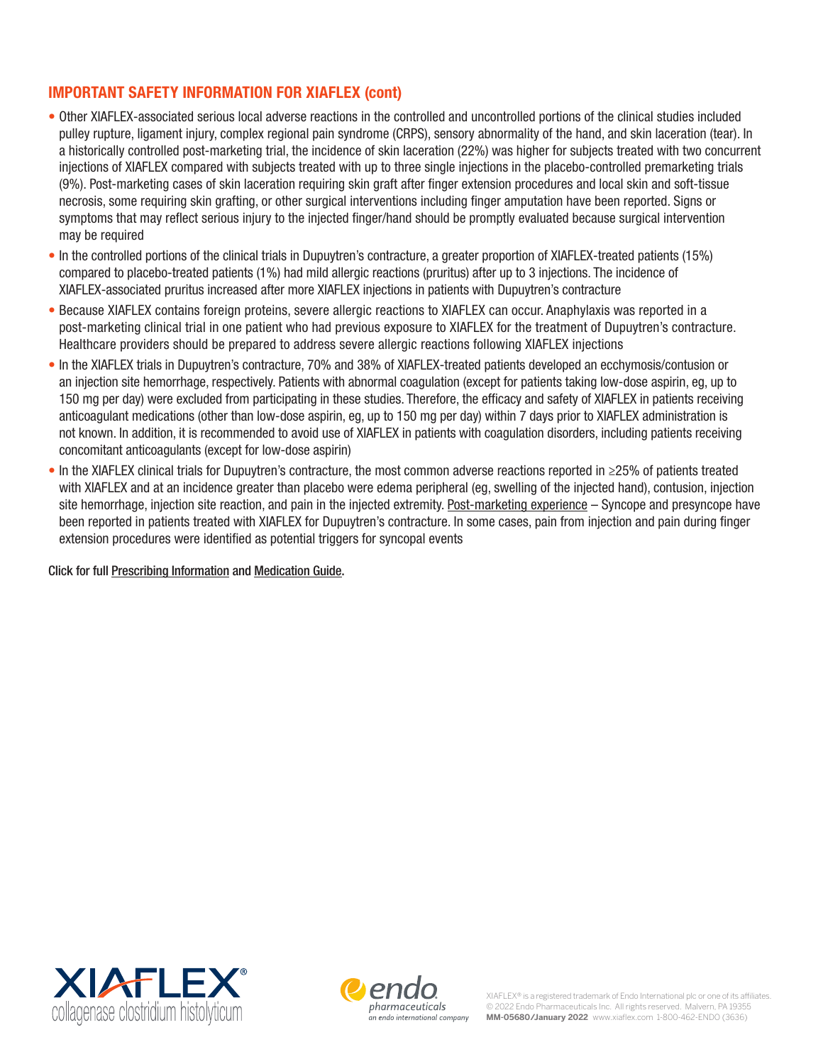## IMPORTANT SAFETY INFORMATION FOR XIAFLEX (cont)

- Other XIAFLEX-associated serious local adverse reactions in the controlled and uncontrolled portions of the clinical studies included pulley rupture, ligament injury, complex regional pain syndrome (CRPS), sensory abnormality of the hand, and skin laceration (tear). In a historically controlled post-marketing trial, the incidence of skin laceration (22%) was higher for subjects treated with two concurrent injections of XIAFLEX compared with subjects treated with up to three single injections in the placebo-controlled premarketing trials (9%). Post-marketing cases of skin laceration requiring skin graft after finger extension procedures and local skin and soft-tissue necrosis, some requiring skin grafting, or other surgical interventions including finger amputation have been reported. Signs or symptoms that may reflect serious injury to the injected finger/hand should be promptly evaluated because surgical intervention may be required
- In the controlled portions of the clinical trials in Dupuytren's contracture, a greater proportion of XIAFLEX-treated patients (15%) compared to placebo-treated patients (1%) had mild allergic reactions (pruritus) after up to 3 injections. The incidence of XIAFLEX-associated pruritus increased after more XIAFLEX injections in patients with Dupuytren's contracture
- Because XIAFLEX contains foreign proteins, severe allergic reactions to XIAFLEX can occur. Anaphylaxis was reported in a post-marketing clinical trial in one patient who had previous exposure to XIAFLEX for the treatment of Dupuytren's contracture. Healthcare providers should be prepared to address severe allergic reactions following XIAFLEX injections
- In the XIAFLEX trials in Dupuytren's contracture, 70% and 38% of XIAFLEX-treated patients developed an ecchymosis/contusion or an injection site hemorrhage, respectively. Patients with abnormal coagulation (except for patients taking low-dose aspirin, eg, up to 150 mg per day) were excluded from participating in these studies. Therefore, the efficacy and safety of XIAFLEX in patients receiving anticoagulant medications (other than low-dose aspirin, eg, up to 150 mg per day) within 7 days prior to XIAFLEX administration is not known. In addition, it is recommended to avoid use of XIAFLEX in patients with coagulation disorders, including patients receiving concomitant anticoagulants (except for low-dose aspirin)
- In the XIAFLEX clinical trials for Dupuytren's contracture, the most common adverse reactions reported in ≥25% of patients treated with XIAFLEX and at an incidence greater than placebo were edema peripheral (eg, swelling of the injected hand), contusion, injection site hemorrhage, injection site reaction, and pain in the injected extremity. Post-marketing experience – Syncope and presyncope have been reported in patients treated with XIAFLEX for Dupuytren's contracture. In some cases, pain from injection and pain during finger extension procedures were identified as potential triggers for syncopal events

Click for full Prescribing Information and Medication Guide.

XIAFLEX®
collagenase clostridium histolyticum

endo pharmaceuticals
an endo international company

XIAFLEX® is a registered trademark of Endo International plc or one of its affiliates.
© 2022 Endo Pharmaceuticals Inc. All rights reserved. Malvern, PA 19355
**MM-05680/January 2022** www.xiaflex.com 1-800-462-ENDO (3636)